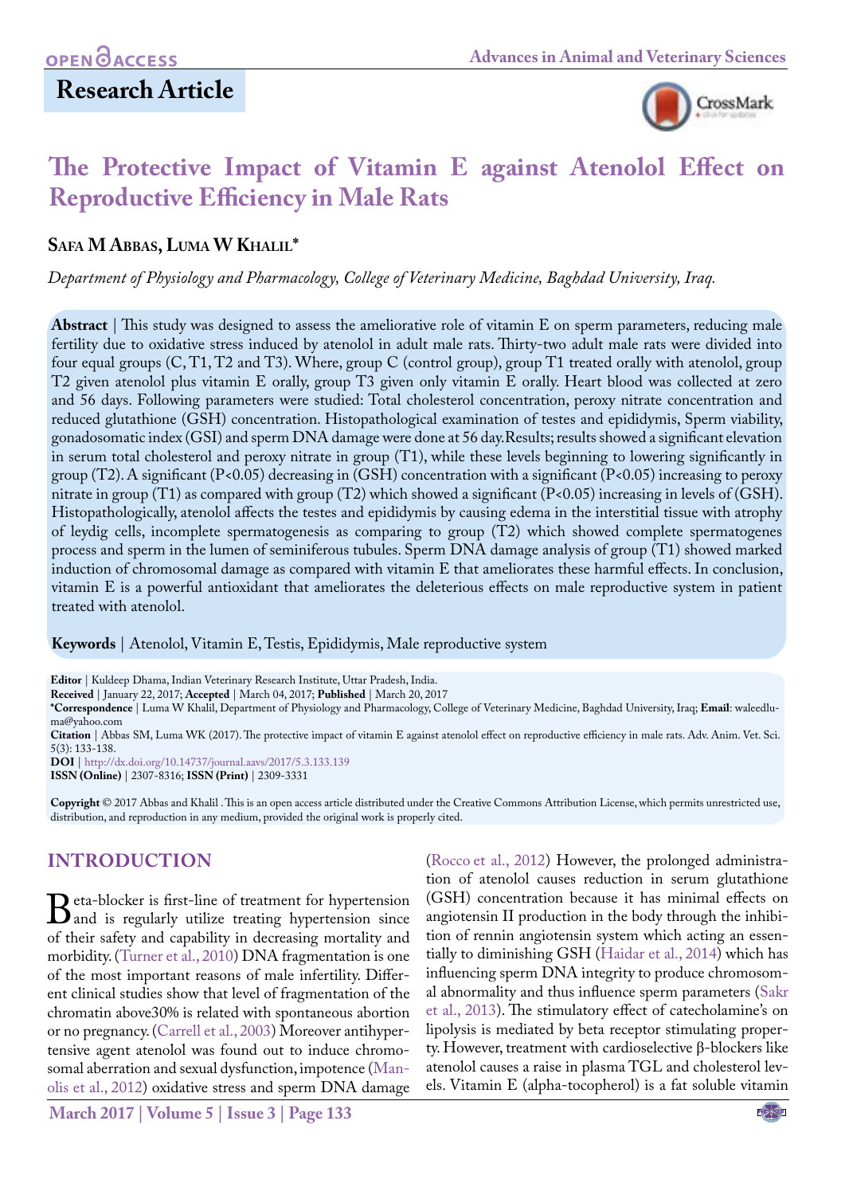# Research Article

# The Protective Impact of Vitamin E against Atenolol Effect on Reproductive Efficiency in Male Rats

**Safa M Abbas, Luma W Khalil***

*Department of Physiology and Pharmacology, College of Veterinary Medicine, Baghdad University, Iraq.*

**Abstract** | This study was designed to assess the ameliorative role of vitamin E on sperm parameters, reducing male fertility due to oxidative stress induced by atenolol in adult male rats. Thirty-two adult male rats were divided into four equal groups (C, T1, T2 and T3). Where, group C (control group), group T1 treated orally with atenolol, group T2 given atenolol plus vitamin E orally, group T3 given only vitamin E orally. Heart blood was collected at zero and 56 days. Following parameters were studied: Total cholesterol concentration, peroxy nitrate concentration and reduced glutathione (GSH) concentration. Histopathological examination of testes and epididymis, Sperm viability, gonadosomatic index (GSI) and sperm DNA damage were done at 56 day.Results; results showed a significant elevation in serum total cholesterol and peroxy nitrate in group (T1), while these levels beginning to lowering significantly in group (T2). A significant ($P<0.05$) decreasing in (GSH) concentration with a significant ($P<0.05$) increasing to peroxy nitrate in group (T1) as compared with group (T2) which showed a significant ($P<0.05$) increasing in levels of (GSH). Histopathologically, atenolol affects the testes and epididymis by causing edema in the interstitial tissue with atrophy of leydig cells, incomplete spermatogenesis as comparing to group (T2) which showed complete spermatogenes process and sperm in the lumen of seminiferous tubules. Sperm DNA damage analysis of group (T1) showed marked induction of chromosomal damage as compared with vitamin E that ameliorates these harmful effects. In conclusion, vitamin E is a powerful antioxidant that ameliorates the deleterious effects on male reproductive system in patient treated with atenolol.

**Keywords** | Atenolol, Vitamin E, Testis, Epididymis, Male reproductive system

**Editor** | Kuldeep Dhama, Indian Veterinary Research Institute, Uttar Pradesh, India.
**Received** | January 22, 2017; **Accepted** | March 04, 2017; **Published** | March 20, 2017
***Correspondence** | Luma W Khalil, Department of Physiology and Pharmacology, College of Veterinary Medicine, Baghdad University, Iraq; **Email**: waleedluma@yahoo.com
**Citation** | Abbas SM, Luma WK (2017).The protective impact of vitamin E against atenolol effect on reproductive efficiency in male rats. Adv. Anim. Vet. Sci. 5(3): 133-138.
**DOI** | http://dx.doi.org/10.14737/journal.aavs/2017/5.3.133.139
**ISSN (Online)** | 2307-8316; **ISSN (Print)** | 2309-3331

**Copyright** © 2017 Abbas and Khalil . This is an open access article distributed under the Creative Commons Attribution License, which permits unrestricted use, distribution, and reproduction in any medium, provided the original work is properly cited.

## INTRODUCTION

Beta-blocker is first-line of treatment for hypertension and is regularly utilize treating hypertension since of their safety and capability in decreasing mortality and morbidity. (Turner et al., 2010) DNA fragmentation is one of the most important reasons of male infertility. Different clinical studies show that level of fragmentation of the chromatin above30% is related with spontaneous abortion or no pregnancy. (Carrell et al., 2003) Moreover antihypertensive agent atenolol was found out to induce chromosomal aberration and sexual dysfunction, impotence (Manolis et al., 2012) oxidative stress and sperm DNA damage (Rocco et al., 2012) However, the prolonged administration of atenolol causes reduction in serum glutathione (GSH) concentration because it has minimal effects on angiotensin II production in the body through the inhibition of rennin angiotensin system which acting an essentially to diminishing GSH (Haidar et al., 2014) which has influencing sperm DNA integrity to produce chromosomal abnormality and thus influence sperm parameters (Sakr et al., 2013). The stimulatory effect of catecholamine's on lipolysis is mediated by beta receptor stimulating property. However, treatment with cardioselective β-blockers like atenolol causes a raise in plasma TGL and cholesterol levels. Vitamin E (alpha-tocopherol) is a fat soluble vitamin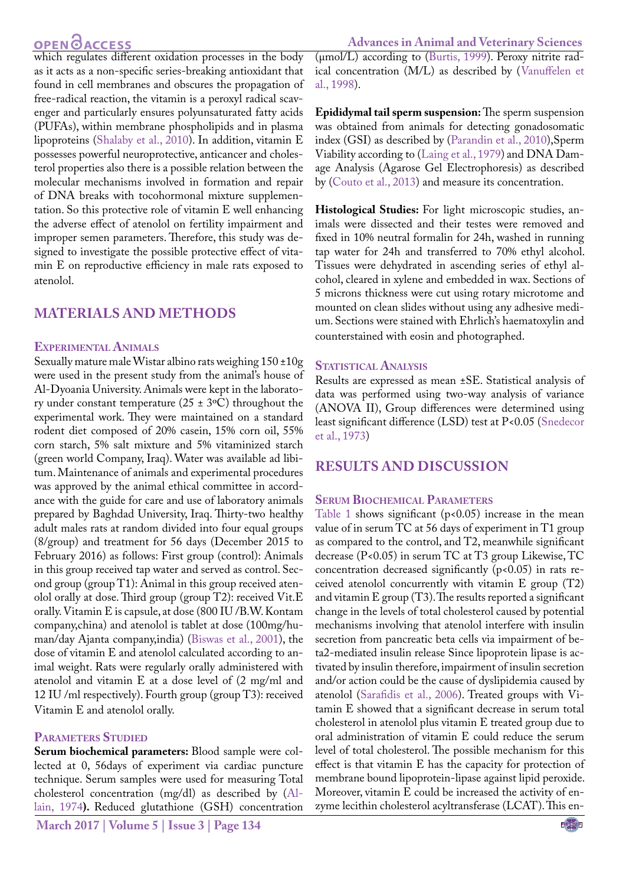which regulates different oxidation processes in the body as it acts as a non-specific series-breaking antioxidant that found in cell membranes and obscures the propagation of free-radical reaction, the vitamin is a peroxyl radical scavenger and particularly ensures polyunsaturated fatty acids (PUFAs), within membrane phospholipids and in plasma lipoproteins (Shalaby et al., 2010). In addition, vitamin E possesses powerful neuroprotective, anticancer and cholesterol properties also there is a possible relation between the molecular mechanisms involved in formation and repair of DNA breaks with tocohormonal mixture supplementation. So this protective role of vitamin E well enhancing the adverse effect of atenolol on fertility impairment and improper semen parameters. Therefore, this study was designed to investigate the possible protective effect of vitamin E on reproductive efficiency in male rats exposed to atenolol.

## MATERIALS AND METHODS

### Experimental Animals

Sexually mature male Wistar albino rats weighing 150 ±10g were used in the present study from the animal's house of Al-Dyoania University. Animals were kept in the laboratory under constant temperature (25 ± 3ºC) throughout the experimental work. They were maintained on a standard rodent diet composed of 20% casein, 15% corn oil, 55% corn starch, 5% salt mixture and 5% vitaminized starch (green world Company, Iraq). Water was available ad libitum. Maintenance of animals and experimental procedures was approved by the animal ethical committee in accordance with the guide for care and use of laboratory animals prepared by Baghdad University, Iraq. Thirty-two healthy adult males rats at random divided into four equal groups (8/group) and treatment for 56 days (December 2015 to February 2016) as follows: First group (control): Animals in this group received tap water and served as control. Second group (group T1): Animal in this group received atenolol orally at dose. Third group (group T2): received Vit.E orally. Vitamin E is capsule, at dose (800 IU /B.W. Kontam company,china) and atenolol is tablet at dose (100mg/human/day Ajanta company,india) (Biswas et al., 2001), the dose of vitamin E and atenolol calculated according to animal weight. Rats were regularly orally administered with atenolol and vitamin E at a dose level of (2 mg/ml and 12 IU /ml respectively). Fourth group (group T3): received Vitamin E and atenolol orally.

### Parameters Studied

**Serum biochemical parameters:** Blood sample were collected at 0, 56days of experiment via cardiac puncture technique. Serum samples were used for measuring Total cholesterol concentration (mg/dl) as described by (Allain, 1974**).** Reduced glutathione (GSH) concentration (µmol/L) according to (Burtis, 1999). Peroxy nitrite radical concentration (M/L) as described by (Vanuffelen et al., 1998).

**Epididymal tail sperm suspension:** The sperm suspension was obtained from animals for detecting gonadosomatic index (GSI) as described by (Parandin et al., 2010),Sperm Viability according to (Laing et al., 1979) and DNA Damage Analysis (Agarose Gel Electrophoresis) as described by (Couto et al., 2013) and measure its concentration.

**Histological Studies:** For light microscopic studies, animals were dissected and their testes were removed and fixed in 10% neutral formalin for 24h, washed in running tap water for 24h and transferred to 70% ethyl alcohol. Tissues were dehydrated in ascending series of ethyl alcohol, cleared in xylene and embedded in wax. Sections of 5 microns thickness were cut using rotary microtome and mounted on clean slides without using any adhesive medium. Sections were stained with Ehrlich's haematoxylin and counterstained with eosin and photographed.

### Statistical Analysis

Results are expressed as mean ±SE. Statistical analysis of data was performed using two-way analysis of variance (ANOVA II), Group differences were determined using least significant difference (LSD) test at $P<0.05$ (Snedecor et al., 1973)

## RESULTS AND DISCUSSION

### Serum Biochemical Parameters

Table 1 shows significant ($p<0.05$) increase in the mean value of in serum TC at 56 days of experiment in T1 group as compared to the control, and T2, meanwhile significant decrease ($P<0.05$) in serum TC at T3 group Likewise, TC concentration decreased significantly ($p<0.05$) in rats received atenolol concurrently with vitamin E group (T2) and vitamin E group (T3). The results reported a significant change in the levels of total cholesterol caused by potential mechanisms involving that atenolol interfere with insulin secretion from pancreatic beta cells via impairment of beta2-mediated insulin release Since lipoprotein lipase is activated by insulin therefore, impairment of insulin secretion and/or action could be the cause of dyslipidemia caused by atenolol (Sarafidis et al., 2006). Treated groups with Vitamin E showed that a significant decrease in serum total cholesterol in atenolol plus vitamin E treated group due to oral administration of vitamin E could reduce the serum level of total cholesterol. The possible mechanism for this effect is that vitamin E has the capacity for protection of membrane bound lipoprotein-lipase against lipid peroxide. Moreover, vitamin E could be increased the activity of enzyme lecithin cholesterol acyltransferase (LCAT). This en-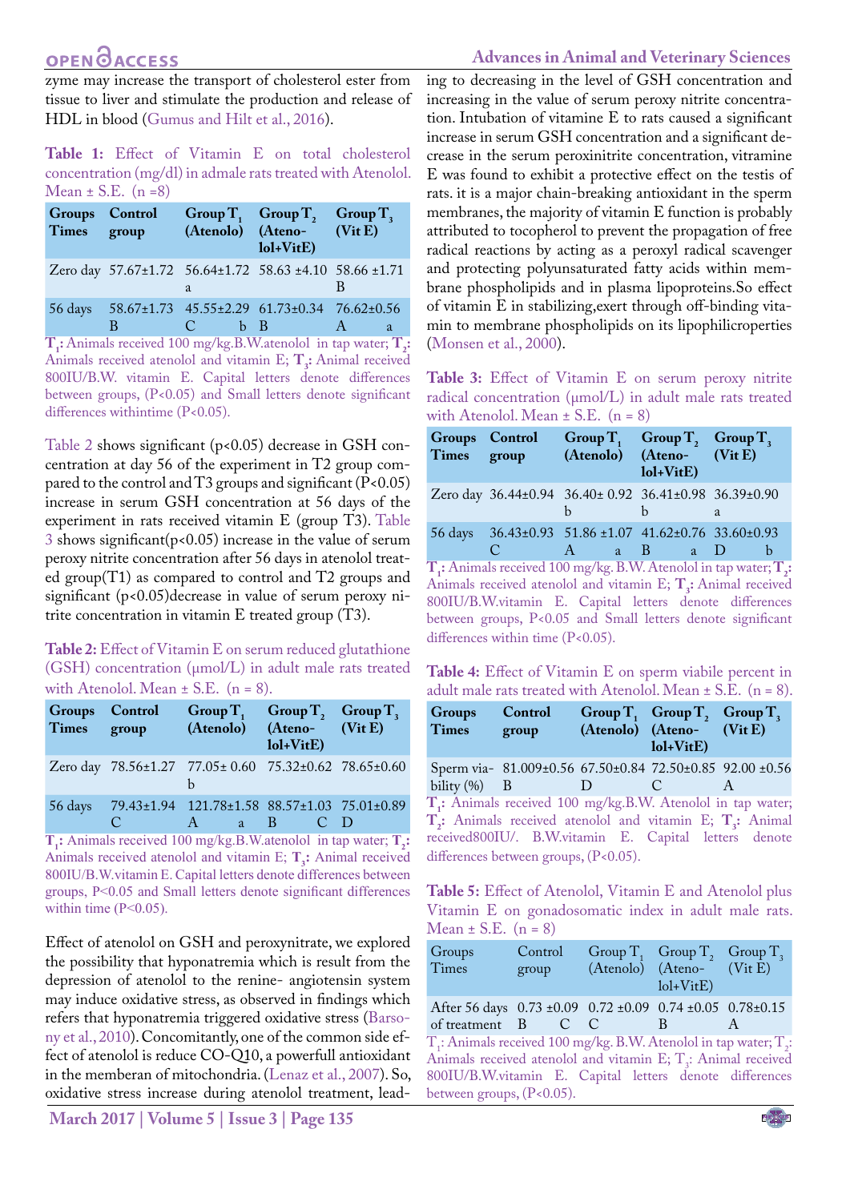zyme may increase the transport of cholesterol ester from tissue to liver and stimulate the production and release of HDL in blood (Gumus and Hilt et al., 2016).

**Table 1:** Effect of Vitamin E on total cholesterol concentration (mg/dl) in admale rats treated with Atenolol. Mean ± S.E. (n =8)

| Groups Times | Control group | Group $T_1$ (Atenolo) | Group $T_2$ (Atenolol+VitE) | Group $T_3$ (Vit E) |
|---|---|---|---|---|
| Zero day | 57.67±1.72 | 56.64±1.72 a | 58.63 ±4.10 | 58.66 ±1.71 B |
| 56 days | 58.67±1.73 B | 45.55±2.29 C b | 61.73±0.34 B | 76.62±0.56 A a |

$T_1$: Animals received 100 mg/kg.B.W.atenolol in tap water; $T_2$: Animals received atenolol and vitamin E; $T_3$: Animal received 800IU/B.W. vitamin E. Capital letters denote differences between groups, (P<0.05) and Small letters denote significant differences withintime (P<0.05).

Table 2 shows significant (p<0.05) decrease in GSH concentration at day 56 of the experiment in T2 group compared to the control and T3 groups and significant (P<0.05) increase in serum GSH concentration at 56 days of the experiment in rats received vitamin E (group T3). Table 3 shows significant(p<0.05) increase in the value of serum peroxy nitrite concentration after 56 days in atenolol treated group(T1) as compared to control and T2 groups and significant (p<0.05)decrease in value of serum peroxy nitrite concentration in vitamin E treated group (T3).

**Table 2:** Effect of Vitamin E on serum reduced glutathione (GSH) concentration (μmol/L) in adult male rats treated with Atenolol. Mean ± S.E. (n = 8).

| Groups Times | Control group | Group $T_1$ (Atenolo) | Group $T_2$ (Atenolol+VitE) | Group $T_3$ (Vit E) |
|---|---|---|---|---|
| Zero day | 78.56±1.27 | 77.05± 0.60 b | 75.32±0.62 | 78.65±0.60 |
| 56 days | 79.43±1.94 C | 121.78±1.58 A a | 88.57±1.03 B C | 75.01±0.89 D |

$T_1$: Animals received 100 mg/kg.B.W.atenolol in tap water; $T_2$: Animals received atenolol and vitamin E; $T_3$: Animal received 800IU/B.W.vitamin E. Capital letters denote differences between groups, P<0.05 and Small letters denote significant differences within time (P<0.05).

Effect of atenolol on GSH and peroxynitrate, we explored the possibility that hyponatremia which is result from the depression of atenolol to the renine- angiotensin system may induce oxidative stress, as observed in findings which refers that hyponatremia triggered oxidative stress (Barsony et al., 2010). Concomitantly, one of the common side effect of atenolol is reduce CO-Q10, a powerfull antioxidant in the memberan of mitochondria. (Lenaz et al., 2007). So, oxidative stress increase during atenolol treatment, leading to decreasing in the level of GSH concentration and increasing in the value of serum peroxy nitrite concentration. Intubation of vitamine E to rats caused a significant increase in serum GSH concentration and a significant decrease in the serum peroxinitrite concentration, vitramine E was found to exhibit a protective effect on the testis of rats. it is a major chain-breaking antioxidant in the sperm membranes, the majority of vitamin E function is probably attributed to tocopherol to prevent the propagation of free radical reactions by acting as a peroxyl radical scavenger and protecting polyunsaturated fatty acids within membrane phospholipids and in plasma lipoproteins.So effect of vitamin E in stabilizing,exert through off-binding vitamin to membrane phospholipids on its lipophilicroperties (Monsen et al., 2000).

**Table 3:** Effect of Vitamin E on serum peroxy nitrite radical concentration (μmol/L) in adult male rats treated with Atenolol. Mean ± S.E. (n = 8)

| Groups Times | Control group | Group $T_1$ (Atenolo) | Group $T_2$ (Atenolol+VitE) | Group $T_3$ (Vit E) |
|---|---|---|---|---|
| Zero day | 36.44±0.94 | 36.40± 0.92 b | 36.41±0.98 b | 36.39±0.90 a |
| 56 days | 36.43±0.93 C | 51.86 ±1.07 A a | 41.62±0.76 B a | 33.60±0.93 D b |

$T_1$: Animals received 100 mg/kg. B.W. Atenolol in tap water; $T_2$: Animals received atenolol and vitamin E; $T_3$: Animal received 800IU/B.W.vitamin E. Capital letters denote differences between groups, P<0.05 and Small letters denote significant differences within time (P<0.05).

**Table 4:** Effect of Vitamin E on sperm viable percent in adult male rats treated with Atenolol. Mean ± S.E. (n = 8).

| Groups Times | Control group | Group $T_1$ (Atenolo) | Group $T_2$ (Atenolol+VitE) | Group $T_3$ (Vit E) |
|---|---|---|---|---|
| Sperm viability (%) | 81.009±0.56 B | 67.50±0.84 D | 72.50±0.85 C | 92.00 ±0.56 A |

$T_1$: Animals received 100 mg/kg.B.W. Atenolol in tap water; $T_2$: Animals received atenolol and vitamin E; $T_3$: Animal received800IU/. B.W.vitamin E. Capital letters denote differences between groups, (P<0.05).

**Table 5:** Effect of Atenolol, Vitamin E and Atenolol plus Vitamin E on gonadosomatic index in adult male rats. Mean ± S.E. (n = 8)

| Groups Times | Control group | Group $T_1$ (Atenolo) | Group $T_2$ (Atenolol+VitE) | Group $T_3$ (Vit E) |
|---|---|---|---|---|
| After 56 days of treatment | 0.73 ±0.09 B C | 0.72 ±0.09 C | 0.74 ±0.05 B | 0.78±0.15 A |

$T_1$: Animals received 100 mg/kg. B.W. Atenolol in tap water; $T_2$: Animals received atenolol and vitamin E; $T_3$: Animal received 800IU/B.W.vitamin E. Capital letters denote differences between groups, (P<0.05).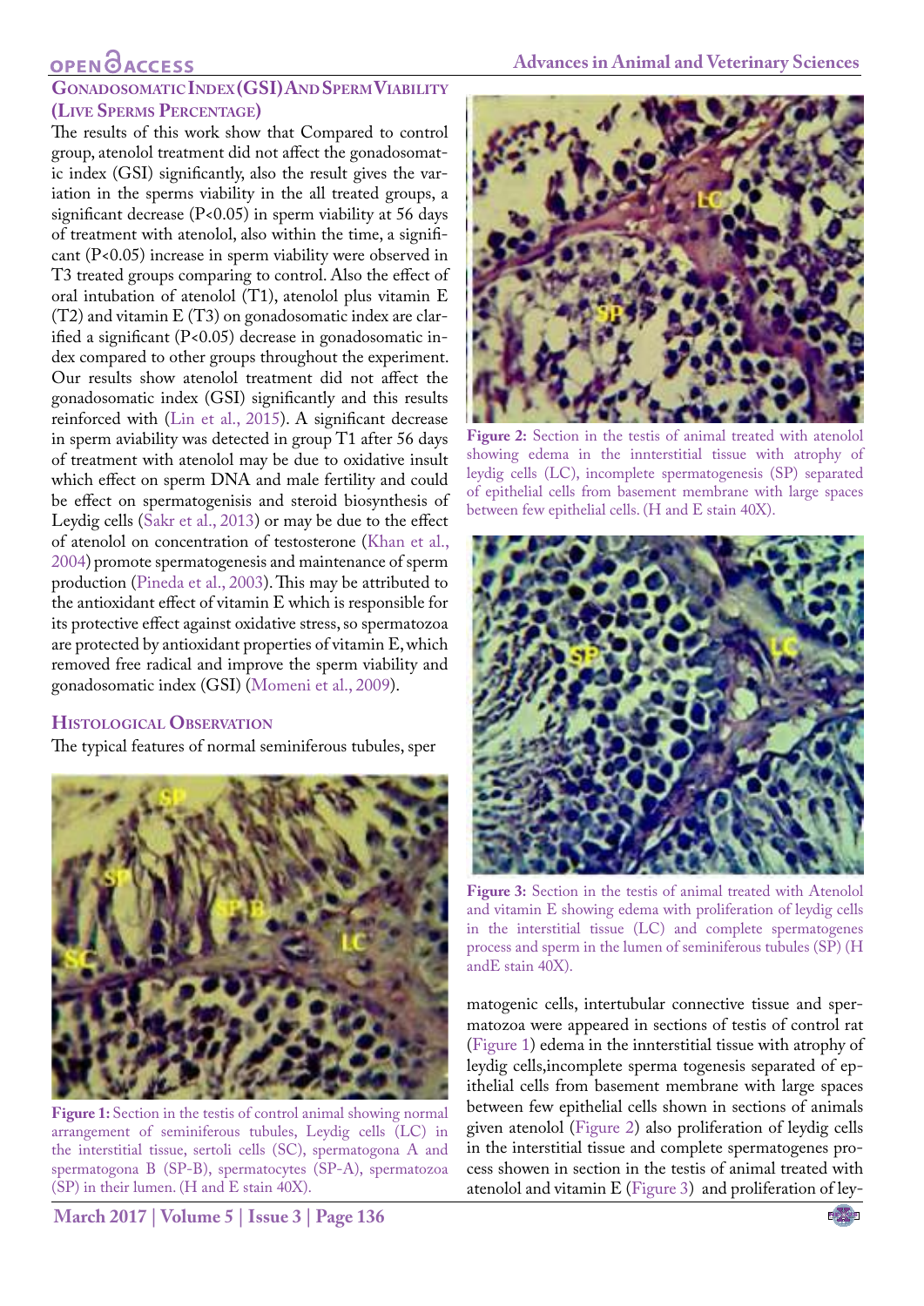### Gonadosomatic Index (GSI) And Sperm Viability (Live Sperms Percentage)

The results of this work show that Compared to control group, atenolol treatment did not affect the gonadosomatic index (GSI) significantly, also the result gives the variation in the sperms viability in the all treated groups, a significant decrease (P<0.05) in sperm viability at 56 days of treatment with atenolol, also within the time, a significant (P<0.05) increase in sperm viability were observed in T3 treated groups comparing to control. Also the effect of oral intubation of atenolol (T1), atenolol plus vitamin E (T2) and vitamin E (T3) on gonadosomatic index are clarified a significant (P<0.05) decrease in gonadosomatic index compared to other groups throughout the experiment. Our results show atenolol treatment did not affect the gonadosomatic index (GSI) significantly and this results reinforced with (Lin et al., 2015). A significant decrease in sperm aviability was detected in group T1 after 56 days of treatment with atenolol may be due to oxidative insult which effect on sperm DNA and male fertility and could be effect on spermatogenisis and steroid biosynthesis of Leydig cells (Sakr et al., 2013) or may be due to the effect of atenolol on concentration of testosterone (Khan et al., 2004) promote spermatogenesis and maintenance of sperm production (Pineda et al., 2003). This may be attributed to the antioxidant effect of vitamin E which is responsible for its protective effect against oxidative stress, so spermatozoa are protected by antioxidant properties of vitamin E, which removed free radical and improve the sperm viability and gonadosomatic index (GSI) (Momeni et al., 2009).

### Histological Observation

The typical features of normal seminiferous tubules, spermatogenic cells, intertubular connective tissue and spermatozoa were appeared in sections of testis of control rat (Figure 1) edema in the innterstitial tissue with atrophy of leydig cells,incomplete sperma togenesis separated of epithelial cells from basement membrane with large spaces between few epithelial cells shown in sections of animals given atenolol (Figure 2) also proliferation of leydig cells in the interstitial tissue and complete spermatogenes process showen in section in the testis of animal treated with atenolol and vitamin E (Figure 3) and proliferation of ley-

**Figure 1:** Section in the testis of control animal showing normal arrangement of seminiferous tubules, Leydig cells (LC) in the interstitial tissue, sertoli cells (SC), spermatogona A and spermatogona B (SP-B), spermatocytes (SP-A), spermatozoa (SP) in their lumen. (H and E stain 40X).

**Figure 2:** Section in the testis of animal treated with atenolol showing edema in the innterstitial tissue with atrophy of leydig cells (LC), incomplete spermatogenesis (SP) separated of epithelial cells from basement membrane with large spaces between few epithelial cells. (H and E stain 40X).

**Figure 3:** Section in the testis of animal treated with Atenolol and vitamin E showing edema with proliferation of leydig cells in the interstitial tissue (LC) and complete spermatogenes process and sperm in the lumen of seminiferous tubules (SP) (H andE stain 40X).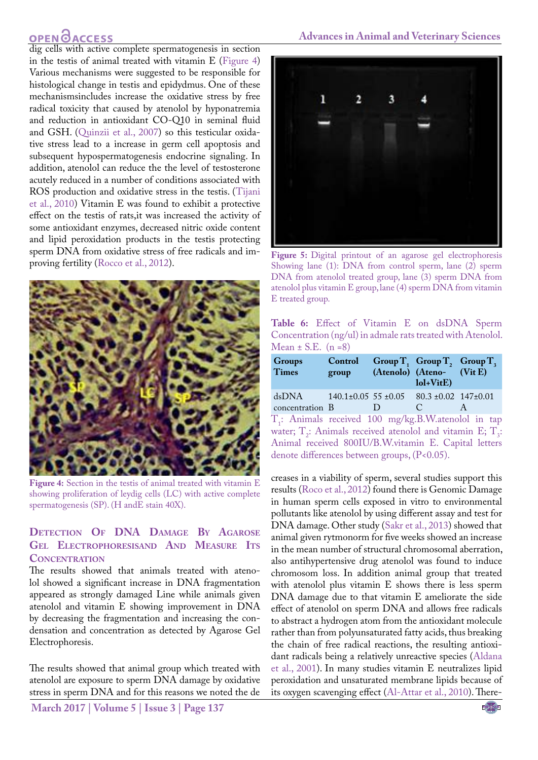dig cells with active complete spermatogenesis in section in the testis of animal treated with vitamin E (Figure 4) Various mechanisms were suggested to be responsible for histological change in testis and epidydmus. One of these mechanismsincludes increase the oxidative stress by free radical toxicity that caused by atenolol by hyponatremia and reduction in antioxidant CO-Q10 in seminal fluid and GSH. (Quinzii et al., 2007) so this testicular oxidative stress lead to a increase in germ cell apoptosis and subsequent hypospermatogenesis endocrine signaling. In addition, atenolol can reduce the the level of testosterone acutely reduced in a number of conditions associated with ROS production and oxidative stress in the testis. (Tijani et al., 2010) Vitamin E was found to exhibit a protective effect on the testis of rats,it was increased the activity of some antioxidant enzymes, decreased nitric oxide content and lipid peroxidation products in the testis protecting sperm DNA from oxidative stress of free radicals and improving fertility (Rocco et al., 2012).

**Figure 4:** Section in the testis of animal treated with vitamin E showing proliferation of leydig cells (LC) with active complete spermatogenesis (SP). (H andE stain 40X).

## Detection Of DNA Damage By Agarose Gel Electrophoresisand And Measure Its Concentration

The results showed that animals treated with atenolol showed a significant increase in DNA fragmentation appeared as strongly damaged Line while animals given atenolol and vitamin E showing improvement in DNA by decreasing the fragmentation and increasing the condensation and concentration as detected by Agarose Gel Electrophoresis.

The results showed that animal group which treated with atenolol are exposure to sperm DNA damage by oxidative stress in sperm DNA and for this reasons we noted the decreases in a viability of sperm, several studies support this results (Roco et al., 2012) found there is Genomic Damage in human sperm cells exposed in vitro to environmental pollutants like atenolol by using different assay and test for DNA damage. Other study (Sakr et al., 2013) showed that animal given rytmonorm for five weeks showed an increase in the mean number of structural chromosomal aberration, also antihypertensive drug atenolol was found to induce chromosom loss. In addition animal group that treated with atenolol plus vitamin E shows there is less sperm DNA damage due to that vitamin E ameliorate the side effect of atenolol on sperm DNA and allows free radicals to abstract a hydrogen atom from the antioxidant molecule rather than from polyunsaturated fatty acids, thus breaking the chain of free radical reactions, the resulting antioxidant radicals being a relatively unreactive species (Aldana et al., 2001). In many studies vitamin E neutralizes lipid peroxidation and unsaturated membrane lipids because of its oxygen scavenging effect (Al-Attar et al., 2010). There-

**Figure 5:** Digital printout of an agarose gel electrophoresis Showing lane (1): DNA from control sperm, lane (2) sperm DNA from atenolol treated group, lane (3) sperm DNA from atenolol plus vitamin E group, lane (4) sperm DNA from vitamin E treated group.

**Table 6:** Effect of Vitamin E on dsDNA Sperm Concentration (ng/ul) in admale rats treated with Atenolol. Mean ± S.E. (n =8)

| Groups Times | Control group | Group $T_1$ (Atenolo) | Group $T_2$ (Atenolol+VitE) | Group $T_3$ (Vit E) |
|---|---|---|---|---|
| dsDNA concentration | 140.1±0.05 B | 55 ±0.05 D | 80.3 ±0.02 C | 147±0.01 A |

$T_1$: Animals received 100 mg/kg.B.W.atenolol in tap water; $T_2$: Animals received atenolol and vitamin E; $T_3$: Animal received 800IU/B.W.vitamin E. Capital letters denote differences between groups, ($P<0.05$).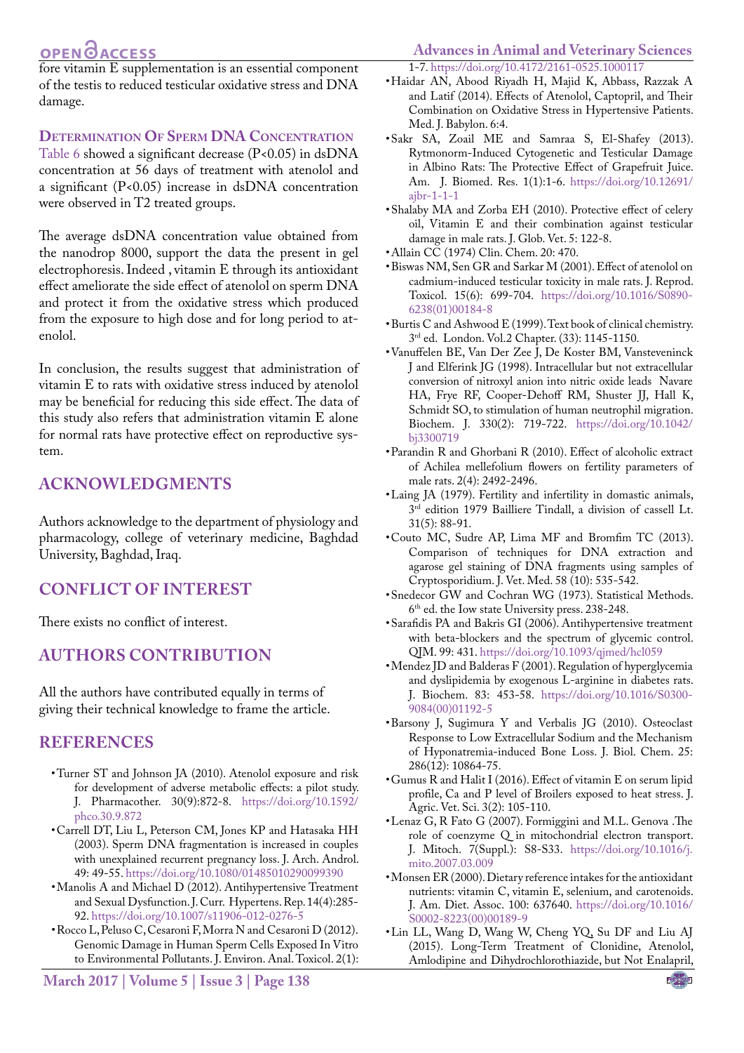fore vitamin E supplementation is an essential component of the testis to reduced testicular oxidative stress and DNA damage.

### Determination Of Sperm DNA Concentration

Table 6 showed a significant decrease (P<0.05) in dsDNA concentration at 56 days of treatment with atenolol and a significant (P<0.05) increase in dsDNA concentration were observed in T2 treated groups.

The average dsDNA concentration value obtained from the nanodrop 8000, support the data the present in gel electrophoresis. Indeed , vitamin E through its antioxidant effect ameliorate the side effect of atenolol on sperm DNA and protect it from the oxidative stress which produced from the exposure to high dose and for long period to atenolol.

In conclusion, the results suggest that administration of vitamin E to rats with oxidative stress induced by atenolol may be beneficial for reducing this side effect. The data of this study also refers that administration vitamin E alone for normal rats have protective effect on reproductive system.

## ACKNOWLEDGMENTS

Authors acknowledge to the department of physiology and pharmacology, college of veterinary medicine, Baghdad University, Baghdad, Iraq.

## CONFLICT OF INTEREST

There exists no conflict of interest.

## AUTHORS CONTRIBUTION

All the authors have contributed equally in terms of giving their technical knowledge to frame the article.

## REFERENCES

- Turner ST and Johnson JA (2010). Atenolol exposure and risk for development of adverse metabolic effects: a pilot study. J. Pharmacother. 30(9):872-8. https://doi.org/10.1592/phco.30.9.872
- Carrell DT, Liu L, Peterson CM, Jones KP and Hatasaka HH (2003). Sperm DNA fragmentation is increased in couples with unexplained recurrent pregnancy loss. J. Arch. Androl. 49: 49-55. https://doi.org/10.1080/01485010290099390
- Manolis A and Michael D (2012). Antihypertensive Treatment and Sexual Dysfunction. J. Curr. Hypertens. Rep. 14(4):285-92. https://doi.org/10.1007/s11906-012-0276-5
- Rocco L, Peluso C, Cesaroni F, Morra N and Cesaroni D (2012). Genomic Damage in Human Sperm Cells Exposed In Vitro to Environmental Pollutants. J. Environ. Anal. Toxicol. 2(1): 1-7. https://doi.org/10.4172/2161-0525.1000117
- Haidar AN, Abood Riyadh H, Majid K, Abbass, Razzak A and Latif (2014). Effects of Atenolol, Captopril, and Their Combination on Oxidative Stress in Hypertensive Patients. Med. J. Babylon. 6:4.
- Sakr SA, Zoail ME and Samraa S, El-Shafey (2013). Rytmonorm-Induced Cytogenetic and Testicular Damage in Albino Rats: The Protective Effect of Grapefruit Juice. Am. J. Biomed. Res. 1(1):1-6. https://doi.org/10.12691/ajbr-1-1-1
- Shalaby MA and Zorba EH (2010). Protective effect of celery oil, Vitamin E and their combination against testicular damage in male rats. J. Glob. Vet. 5: 122-8.
- Allain CC (1974) Clin. Chem. 20: 470.
- Biswas NM, Sen GR and Sarkar M (2001). Effect of atenolol on cadmium-induced testicular toxicity in male rats. J. Reprod. Toxicol. 15(6): 699-704. https://doi.org/10.1016/S0890-6238(01)00184-8
- Burtis C and Ashwood E (1999). Text book of clinical chemistry. 3rd ed. London. Vol.2 Chapter. (33): 1145-1150.
- Vanuffelen BE, Van Der Zee J, De Koster BM, Vansteveninck J and Elferink JG (1998). Intracellular but not extracellular conversion of nitroxyl anion into nitric oxide leads Navare HA, Frye RF, Cooper-Dehoff RM, Shuster JJ, Hall K, Schmidt SO, to stimulation of human neutrophil migration. Biochem. J. 330(2): 719-722. https://doi.org/10.1042/bj3300719
- Parandin R and Ghorbani R (2010). Effect of alcoholic extract of Achilea mellefolium flowers on fertility parameters of male rats. 2(4): 2492-2496.
- Laing JA (1979). Fertility and infertility in domastic animals, 3rd edition 1979 Bailliere Tindall, a division of cassell Lt. 31(5): 88-91.
- Couto MC, Sudre AP, Lima MF and Bromfim TC (2013). Comparison of techniques for DNA extraction and agarose gel staining of DNA fragments using samples of Cryptosporidium. J. Vet. Med. 58 (10): 535-542.
- Snedecor GW and Cochran WG (1973). Statistical Methods. 6th ed. the Iow state University press. 238-248.
- Sarafidis PA and Bakris GI (2006). Antihypertensive treatment with beta-blockers and the spectrum of glycemic control. QJM. 99: 431. https://doi.org/10.1093/qjmed/hcl059
- Mendez JD and Balderas F (2001). Regulation of hyperglycemia and dyslipidemia by exogenous L-arginine in diabetes rats. J. Biochem. 83: 453-58. https://doi.org/10.1016/S0300-9084(00)01192-5
- Barsony J, Sugimura Y and Verbalis JG (2010). Osteoclast Response to Low Extracellular Sodium and the Mechanism of Hyponatremia-induced Bone Loss. J. Biol. Chem. 25: 286(12): 10864-75.
- Gumus R and Halit I (2016). Effect of vitamin E on serum lipid profile, Ca and P level of Broilers exposed to heat stress. J. Agric. Vet. Sci. 3(2): 105-110.
- Lenaz G, R Fato G (2007). Formiggini and M.L. Genova .The role of coenzyme Q in mitochondrial electron transport. J. Mitoch. 7(Suppl.): S8-S33. https://doi.org/10.1016/j.mito.2007.03.009
- Monsen ER (2000). Dietary reference intakes for the antioxidant nutrients: vitamin C, vitamin E, selenium, and carotenoids. J. Am. Diet. Assoc. 100: 637640. https://doi.org/10.1016/S0002-8223(00)00189-9
- Lin LL, Wang D, Wang W, Cheng YQ, Su DF and Liu AJ (2015). Long-Term Treatment of Clonidine, Atenolol, Amlodipine and Dihydrochlorothiazide, but Not Enalapril,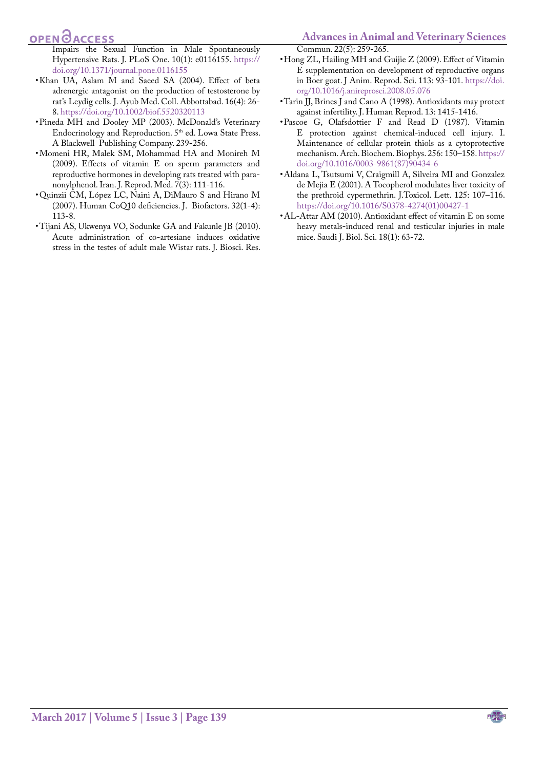Impairs the Sexual Function in Male Spontaneously Hypertensive Rats. J. PLoS One. 10(1): e0116155. https://doi.org/10.1371/journal.pone.0116155

- Khan UA, Aslam M and Saeed SA (2004). Effect of beta adrenergic antagonist on the production of testosterone by rat's Leydig cells. J. Ayub Med. Coll. Abbottabad. 16(4): 26-8. https://doi.org/10.1002/biof.5520320113
- Pineda MH and Dooley MP (2003). McDonald's Veterinary Endocrinology and Reproduction. 5th ed. Lowa State Press. A Blackwell Publishing Company. 239-256.
- Momeni HR, Malek SM, Mohammad HA and Monireh M (2009). Effects of vitamin E on sperm parameters and reproductive hormones in developing rats treated with para-nonylphenol. Iran. J. Reprod. Med. 7(3): 111-116.
- Quinzii CM, López LC, Naini A, DiMauro S and Hirano M (2007). Human CoQ10 deficiencies. J. Biofactors. 32(1-4): 113-8.
- Tijani AS, Ukwenya VO, Sodunke GA and Fakunle JB (2010). Acute administration of co-artesiane induces oxidative stress in the testes of adult male Wistar rats. J. Biosci. Res. Commun. 22(5): 259-265.
- Hong ZL, Hailing MH and Guijie Z (2009). Effect of Vitamin E supplementation on development of reproductive organs in Boer goat. J Anim. Reprod. Sci. 113: 93-101. https://doi.org/10.1016/j.anireprosci.2008.05.076
- Tarin JJ, Brines J and Cano A (1998). Antioxidants may protect against infertility. J. Human Reprod. 13: 1415-1416.
- Pascoe G, Olafsdottier F and Read D (1987). Vitamin E protection against chemical-induced cell injury. I. Maintenance of cellular protein thiols as a cytoprotective mechanism. Arch. Biochem. Biophys. 256: 150–158. https://doi.org/10.1016/0003-9861(87)90434-6
- Aldana L, Tsutsumi V, Craigmill A, Silveira MI and Gonzalez de Mejia E (2001). A Tocopherol modulates liver toxicity of the prethroid cypermethrin. J.Toxicol. Lett. 125: 107–116. https://doi.org/10.1016/S0378-4274(01)00427-1
- AL-Attar AM (2010). Antioxidant effect of vitamin E on some heavy metals-induced renal and testicular injuries in male mice. Saudi J. Biol. Sci. 18(1): 63-72.